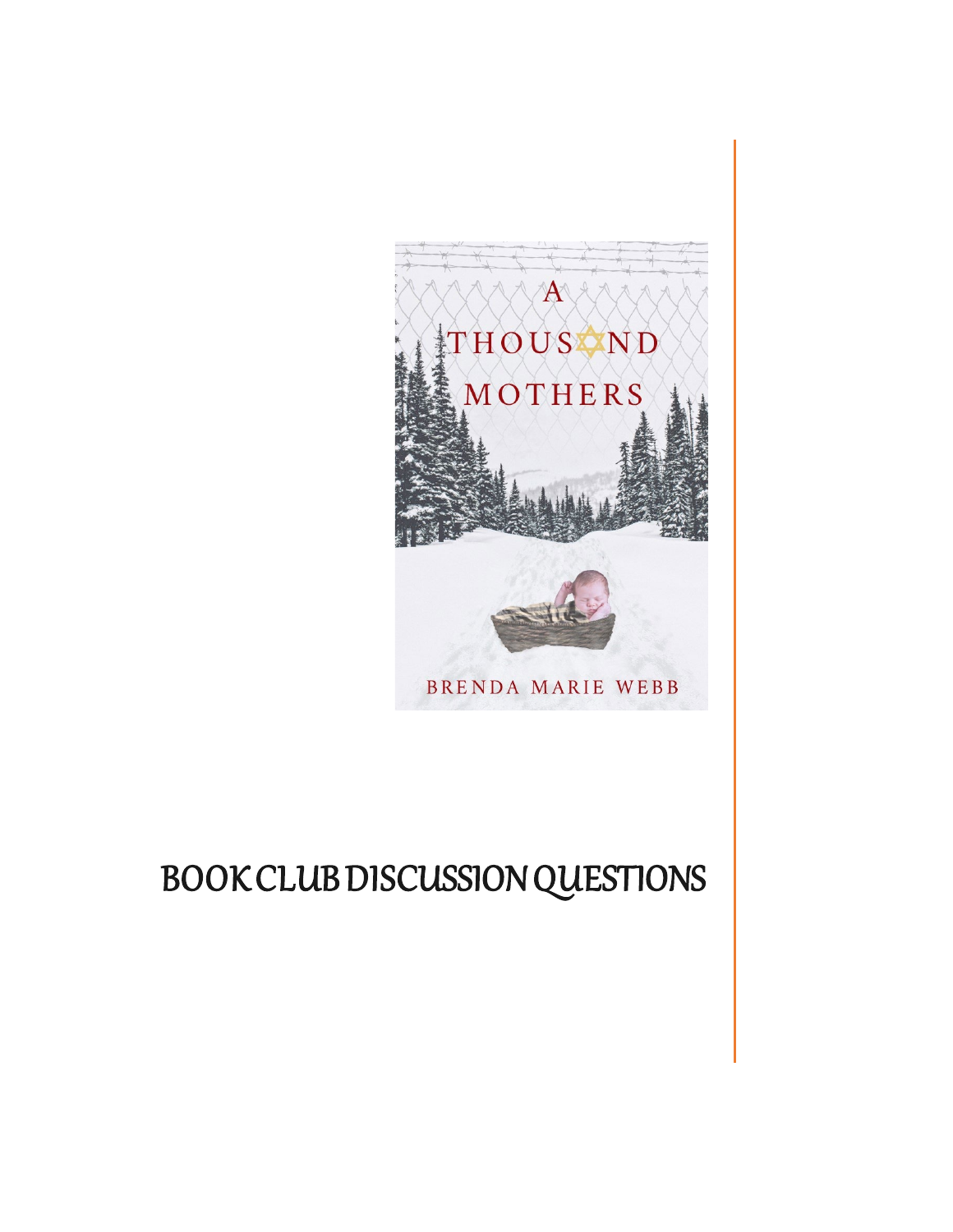A THOUSAND MOTHERS

BRENDA MARIE WEBB

# BOOK CLUB DISCUSSION QUESTIONS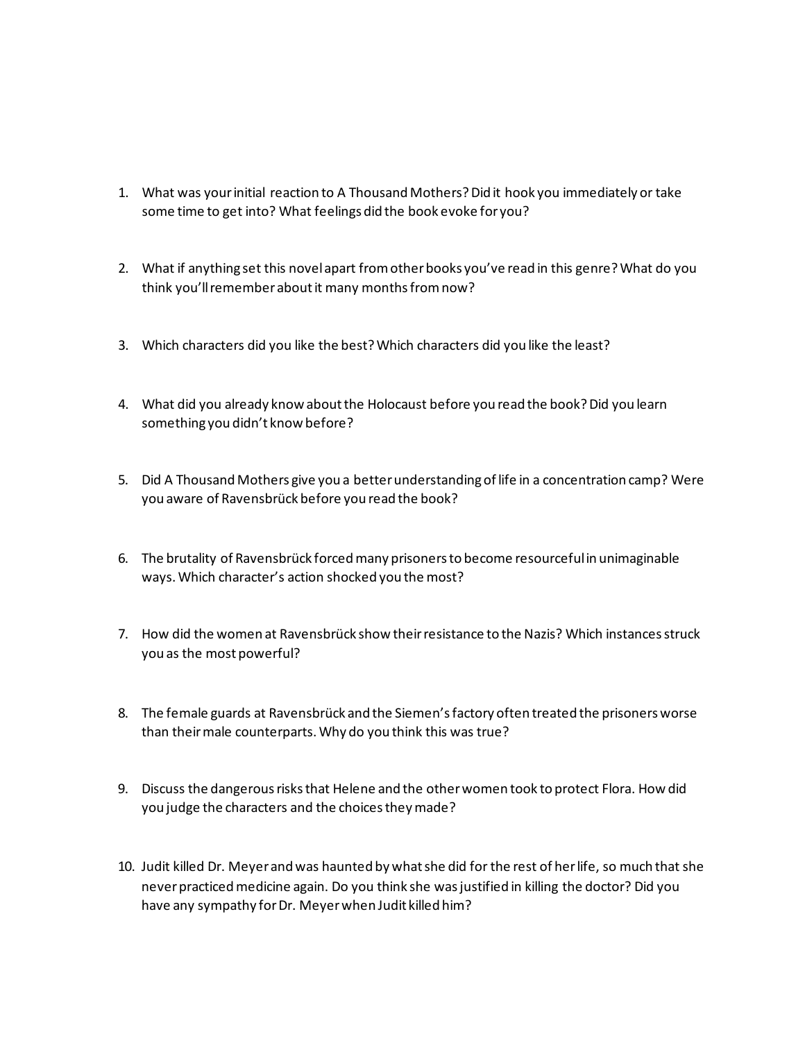1. What was your initial reaction to A Thousand Mothers? Did it hook you immediately or take some time to get into? What feelings did the book evoke for you?

2. What if anything set this novel apart from other books you've read in this genre? What do you think you'll remember about it many months from now?

3. Which characters did you like the best? Which characters did you like the least?

4. What did you already know about the Holocaust before you read the book? Did you learn something you didn't know before?

5. Did A Thousand Mothers give you a better understanding of life in a concentration camp? Were you aware of Ravensbrück before you read the book?

6. The brutality of Ravensbrück forced many prisoners to become resourceful in unimaginable ways. Which character's action shocked you the most?

7. How did the women at Ravensbrück show their resistance to the Nazis? Which instances struck you as the most powerful?

8. The female guards at Ravensbrück and the Siemen's factory often treated the prisoners worse than their male counterparts. Why do you think this was true?

9. Discuss the dangerous risks that Helene and the other women took to protect Flora. How did you judge the characters and the choices they made?

10. Judit killed Dr. Meyer and was haunted by what she did for the rest of her life, so much that she never practiced medicine again. Do you think she was justified in killing the doctor? Did you have any sympathy for Dr. Meyer when Judit killed him?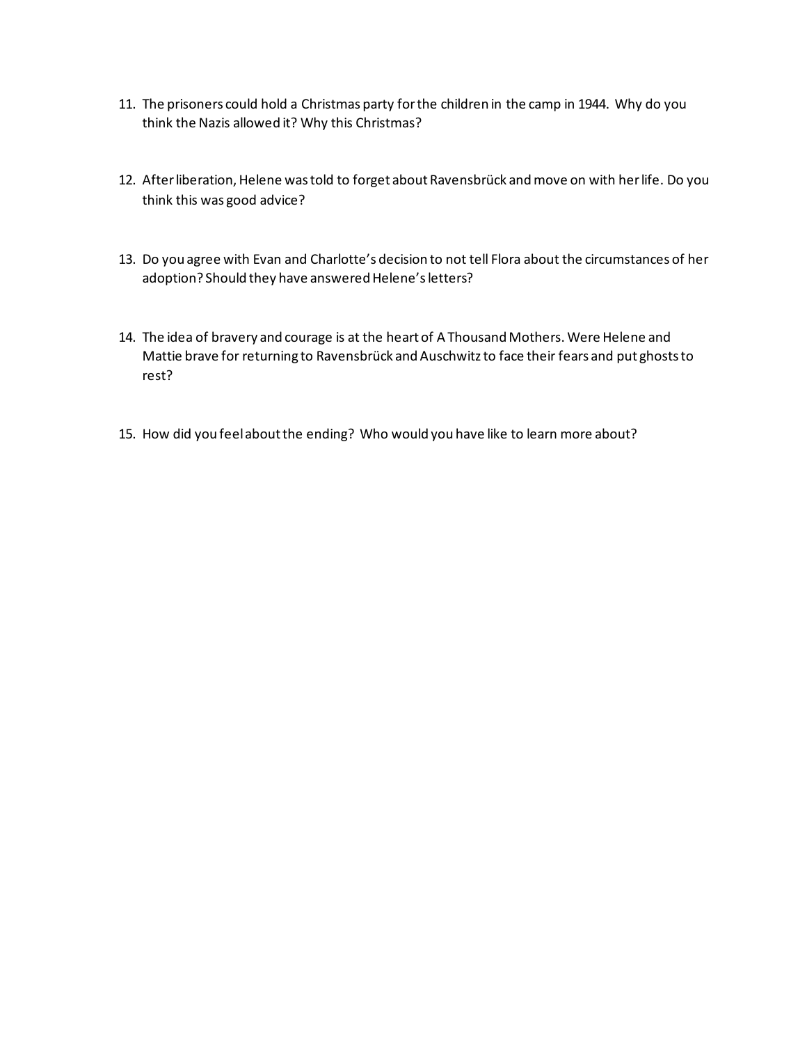11. The prisoners could hold a Christmas party for the children in the camp in 1944. Why do you think the Nazis allowed it? Why this Christmas?

12. After liberation, Helene was told to forget about Ravensbrück and move on with her life. Do you think this was good advice?

13. Do you agree with Evan and Charlotte's decision to not tell Flora about the circumstances of her adoption? Should they have answered Helene's letters?

14. The idea of bravery and courage is at the heart of A Thousand Mothers. Were Helene and Mattie brave for returning to Ravensbrück and Auschwitz to face their fears and put ghosts to rest?

15. How did you feel about the ending? Who would you have like to learn more about?